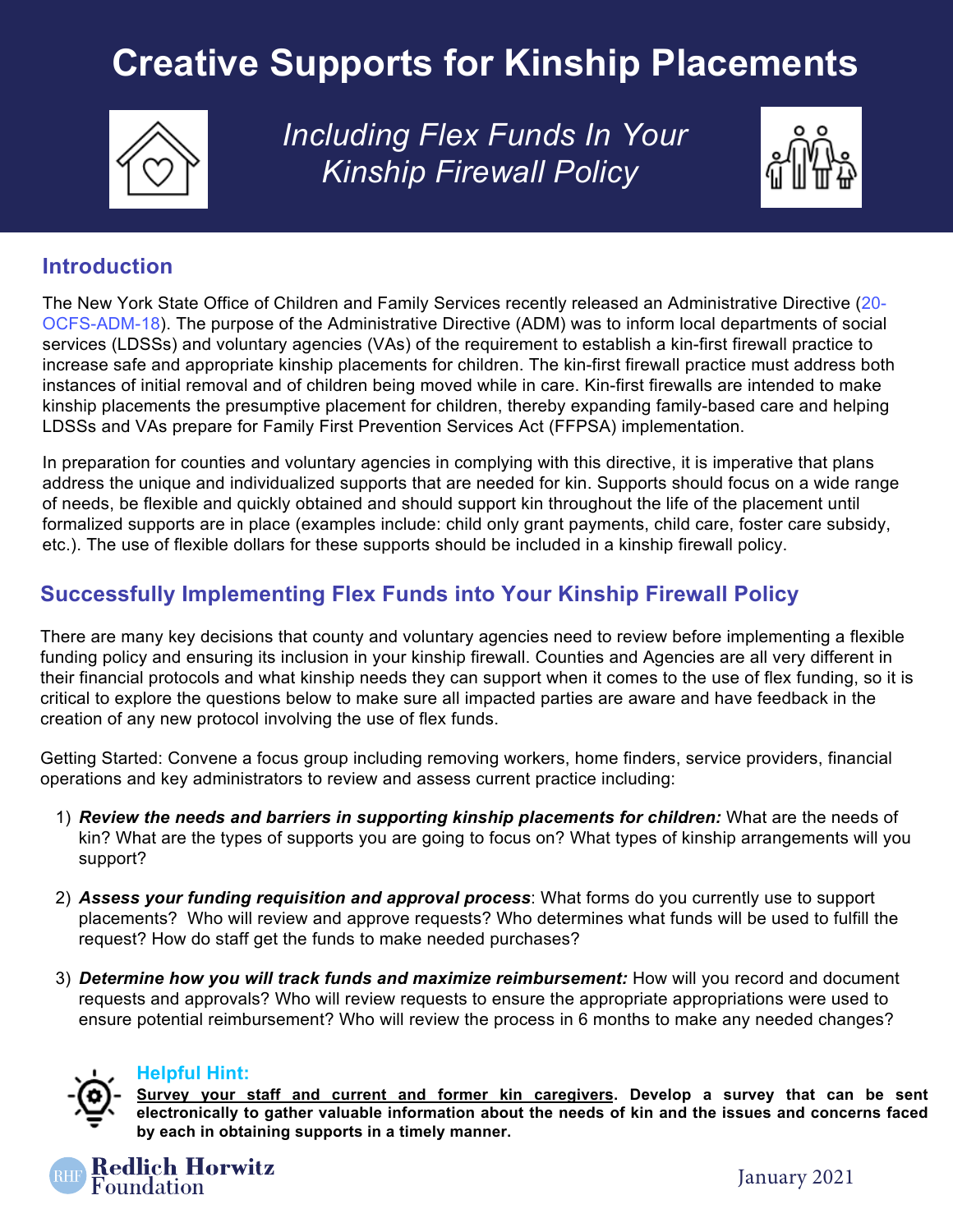# Creative Supports for Kinship Placements

## *Including Flex Funds In Your Kinship Firewall Policy*

## Introduction

The New York State Office of Children and Family Services recently released an Administrative Directive (20-OCFS-ADM-18). The purpose of the Administrative Directive (ADM) was to inform local departments of social services (LDSSs) and voluntary agencies (VAs) of the requirement to establish a kin-first firewall practice to increase safe and appropriate kinship placements for children. The kin-first firewall practice must address both instances of initial removal and of children being moved while in care. Kin-first firewalls are intended to make kinship placements the presumptive placement for children, thereby expanding family-based care and helping LDSSs and VAs prepare for Family First Prevention Services Act (FFPSA) implementation.

In preparation for counties and voluntary agencies in complying with this directive, it is imperative that plans address the unique and individualized supports that are needed for kin. Supports should focus on a wide range of needs, be flexible and quickly obtained and should support kin throughout the life of the placement until formalized supports are in place (examples include: child only grant payments, child care, foster care subsidy, etc.). The use of flexible dollars for these supports should be included in a kinship firewall policy.

## Successfully Implementing Flex Funds into Your Kinship Firewall Policy

There are many key decisions that county and voluntary agencies need to review before implementing a flexible funding policy and ensuring its inclusion in your kinship firewall. Counties and Agencies are all very different in their financial protocols and what kinship needs they can support when it comes to the use of flex funding, so it is critical to explore the questions below to make sure all impacted parties are aware and have feedback in the creation of any new protocol involving the use of flex funds.

Getting Started: Convene a focus group including removing workers, home finders, service providers, financial operations and key administrators to review and assess current practice including:

1) ***Review the needs and barriers in supporting kinship placements for children:*** What are the needs of kin? What are the types of supports you are going to focus on? What types of kinship arrangements will you support?

2) ***Assess your funding requisition and approval process***: What forms do you currently use to support placements? Who will review and approve requests? Who determines what funds will be used to fulfill the request? How do staff get the funds to make needed purchases?

3) ***Determine how you will track funds and maximize reimbursement:*** How will you record and document requests and approvals? Who will review requests to ensure the appropriate appropriations were used to ensure potential reimbursement? Who will review the process in 6 months to make any needed changes?

**Helpful Hint:**

**<u>Survey your staff and current and former kin caregivers</u>. Develop a survey that can be sent electronically to gather valuable information about the needs of kin and the issues and concerns faced by each in obtaining supports in a timely manner.**

Redlich Horwitz Foundation

January 2021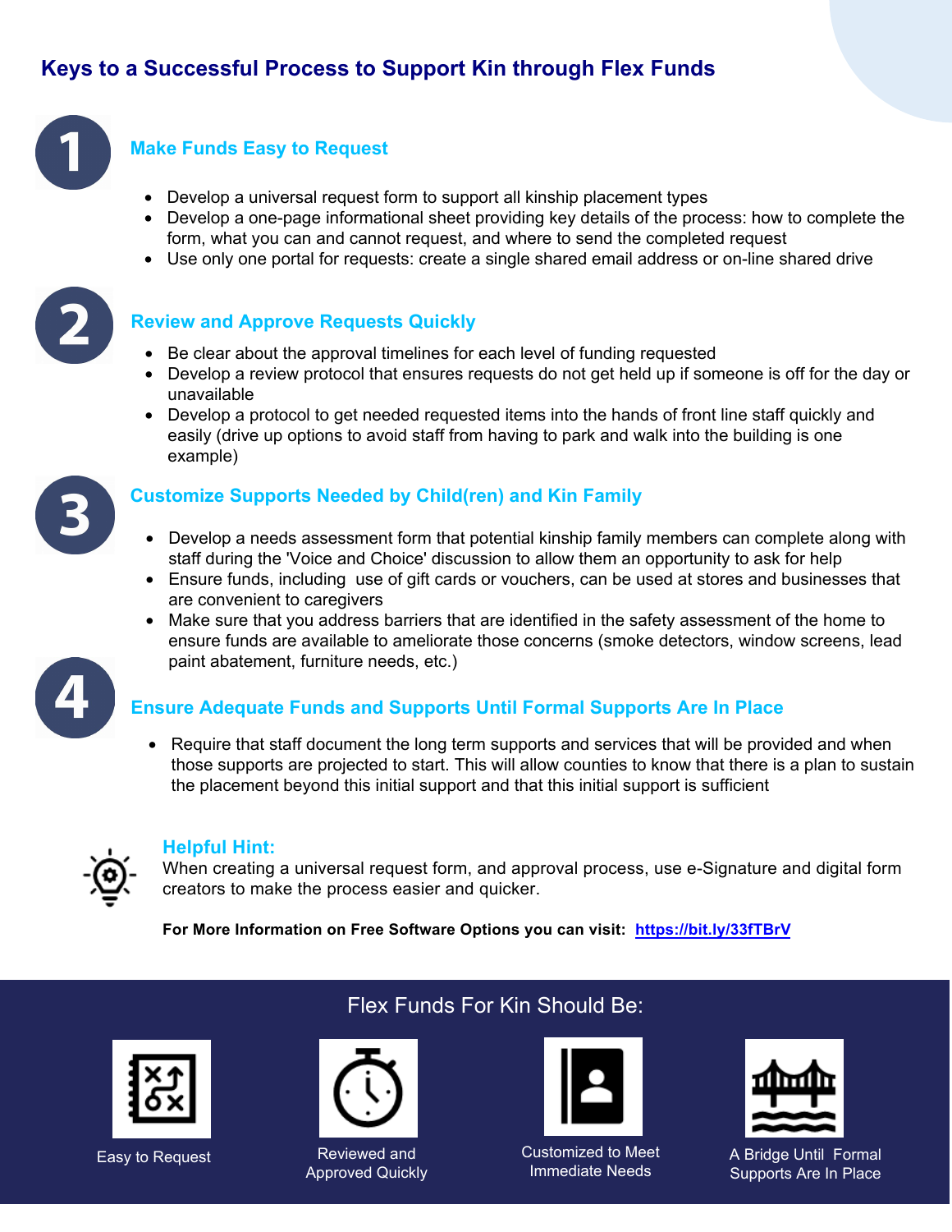# Keys to a Successful Process to Support Kin through Flex Funds

## 1 Make Funds Easy to Request

- Develop a universal request form to support all kinship placement types
- Develop a one-page informational sheet providing key details of the process: how to complete the form, what you can and cannot request, and where to send the completed request
- Use only one portal for requests: create a single shared email address or on-line shared drive

## 2 Review and Approve Requests Quickly

- Be clear about the approval timelines for each level of funding requested
- Develop a review protocol that ensures requests do not get held up if someone is off for the day or unavailable
- Develop a protocol to get needed requested items into the hands of front line staff quickly and easily (drive up options to avoid staff from having to park and walk into the building is one example)

## 3 Customize Supports Needed by Child(ren) and Kin Family

- Develop a needs assessment form that potential kinship family members can complete along with staff during the 'Voice and Choice' discussion to allow them an opportunity to ask for help
- Ensure funds, including use of gift cards or vouchers, can be used at stores and businesses that are convenient to caregivers
- Make sure that you address barriers that are identified in the safety assessment of the home to ensure funds are available to ameliorate those concerns (smoke detectors, window screens, lead paint abatement, furniture needs, etc.)

## 4 Ensure Adequate Funds and Supports Until Formal Supports Are In Place

- Require that staff document the long term supports and services that will be provided and when those supports are projected to start. This will allow counties to know that there is a plan to sustain the placement beyond this initial support and that this initial support is sufficient

### Helpful Hint:

When creating a universal request form, and approval process, use e-Signature and digital form creators to make the process easier and quicker.

**For More Information on Free Software Options you can visit: https://bit.ly/33fTBrV**

## Flex Funds For Kin Should Be:

- Easy to Request
- Reviewed and Approved Quickly
- Customized to Meet Immediate Needs
- A Bridge Until Formal Supports Are In Place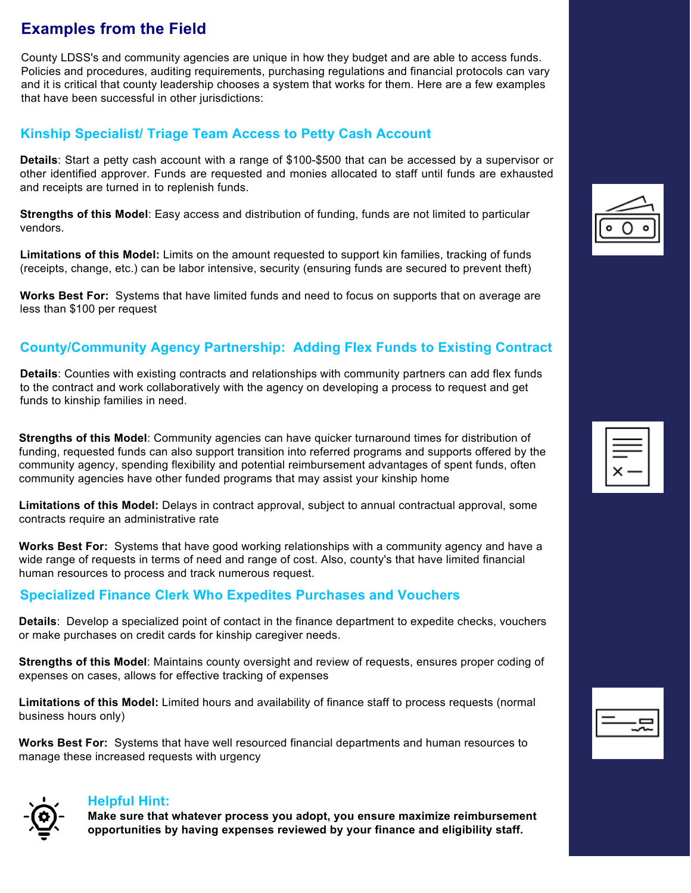## Examples from the Field

County LDSS's and community agencies are unique in how they budget and are able to access funds. Policies and procedures, auditing requirements, purchasing regulations and financial protocols can vary and it is critical that county leadership chooses a system that works for them. Here are a few examples that have been successful in other jurisdictions:

### Kinship Specialist/ Triage Team Access to Petty Cash Account

**Details**: Start a petty cash account with a range of $100-$500 that can be accessed by a supervisor or other identified approver. Funds are requested and monies allocated to staff until funds are exhausted and receipts are turned in to replenish funds.

**Strengths of this Model**: Easy access and distribution of funding, funds are not limited to particular vendors.

**Limitations of this Model:** Limits on the amount requested to support kin families, tracking of funds (receipts, change, etc.) can be labor intensive, security (ensuring funds are secured to prevent theft)

**Works Best For:** Systems that have limited funds and need to focus on supports that on average are less than $100 per request

### County/Community Agency Partnership: Adding Flex Funds to Existing Contract

**Details**: Counties with existing contracts and relationships with community partners can add flex funds to the contract and work collaboratively with the agency on developing a process to request and get funds to kinship families in need.

**Strengths of this Model**: Community agencies can have quicker turnaround times for distribution of funding, requested funds can also support transition into referred programs and supports offered by the community agency, spending flexibility and potential reimbursement advantages of spent funds, often community agencies have other funded programs that may assist your kinship home

**Limitations of this Model:** Delays in contract approval, subject to annual contractual approval, some contracts require an administrative rate

**Works Best For:** Systems that have good working relationships with a community agency and have a wide range of requests in terms of need and range of cost. Also, county's that have limited financial human resources to process and track numerous request.

### Specialized Finance Clerk Who Expedites Purchases and Vouchers

**Details**: Develop a specialized point of contact in the finance department to expedite checks, vouchers or make purchases on credit cards for kinship caregiver needs.

**Strengths of this Model**: Maintains county oversight and review of requests, ensures proper coding of expenses on cases, allows for effective tracking of expenses

**Limitations of this Model:** Limited hours and availability of finance staff to process requests (normal business hours only)

**Works Best For:** Systems that have well resourced financial departments and human resources to manage these increased requests with urgency

### Helpful Hint:

**Make sure that whatever process you adopt, you ensure maximize reimbursement opportunities by having expenses reviewed by your finance and eligibility staff.**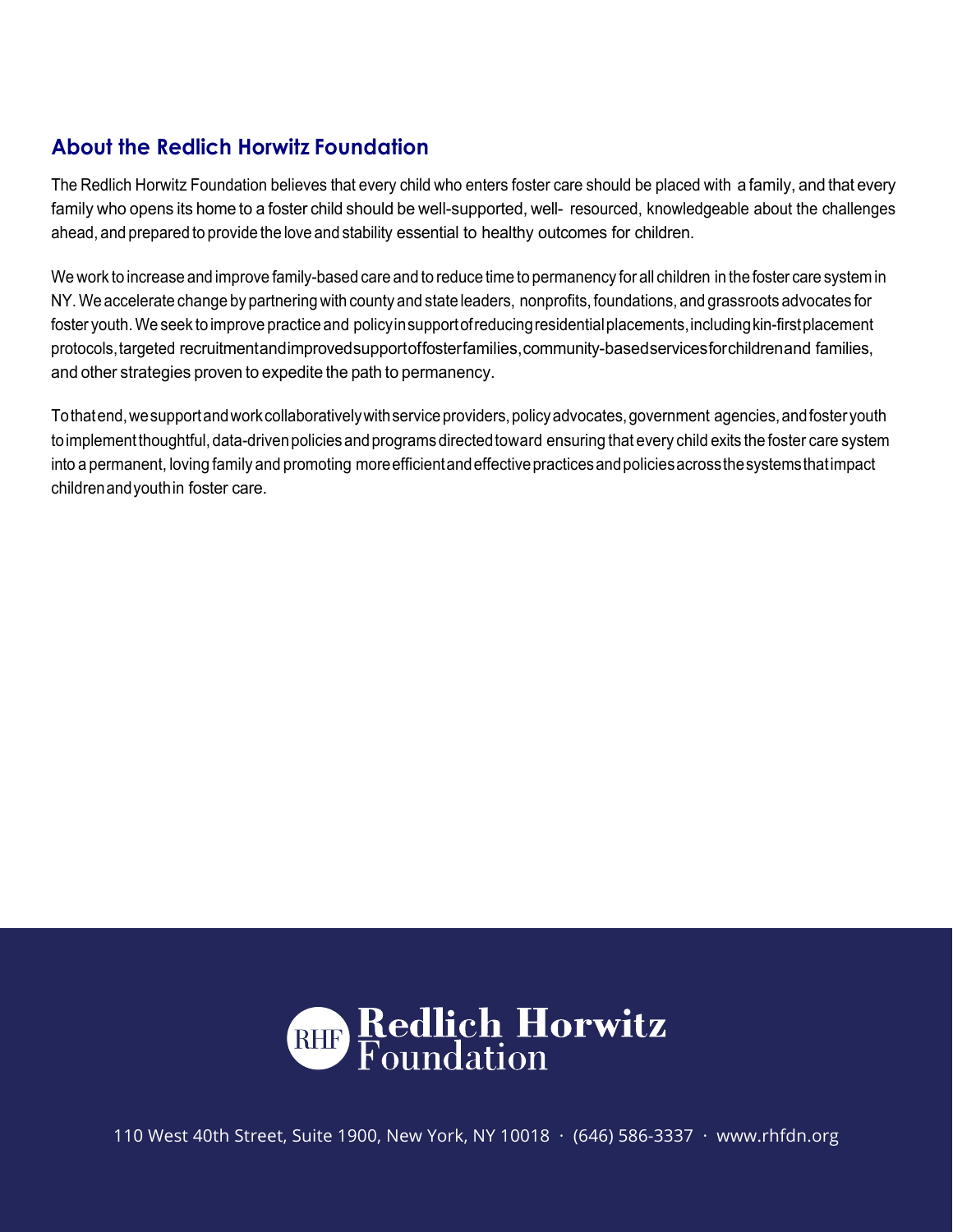## About the Redlich Horwitz Foundation

The Redlich Horwitz Foundation believes that every child who enters foster care should be placed with a family, and that every family who opens its home to a foster child should be well-supported, well- resourced, knowledgeable about the challenges ahead, and prepared to provide the love and stability essential to healthy outcomes for children.

We work to increase and improve family-based care and to reduce time to permanency for all children in the foster care system in NY. We accelerate change by partnering with county and state leaders, nonprofits, foundations, and grassroots advocates for foster youth. We seek to improve practice and policy in support of reducing residential placements, including kin-first placement protocols, targeted recruitment and improved support of foster families, community-based services for children and families, and other strategies proven to expedite the path to permanency.

To that end, we support and work collaboratively with service providers, policy advocates, government agencies, and foster youth to implement thoughtful, data-driven policies and programs directed toward ensuring that every child exits the foster care system into a permanent, loving family and promoting more efficient and effective practices and policies across the systems that impact children and youth in foster care.

RHF Redlich Horwitz Foundation

110 West 40th Street, Suite 1900, New York, NY 10018 · (646) 586-3337 · www.rhfdn.org